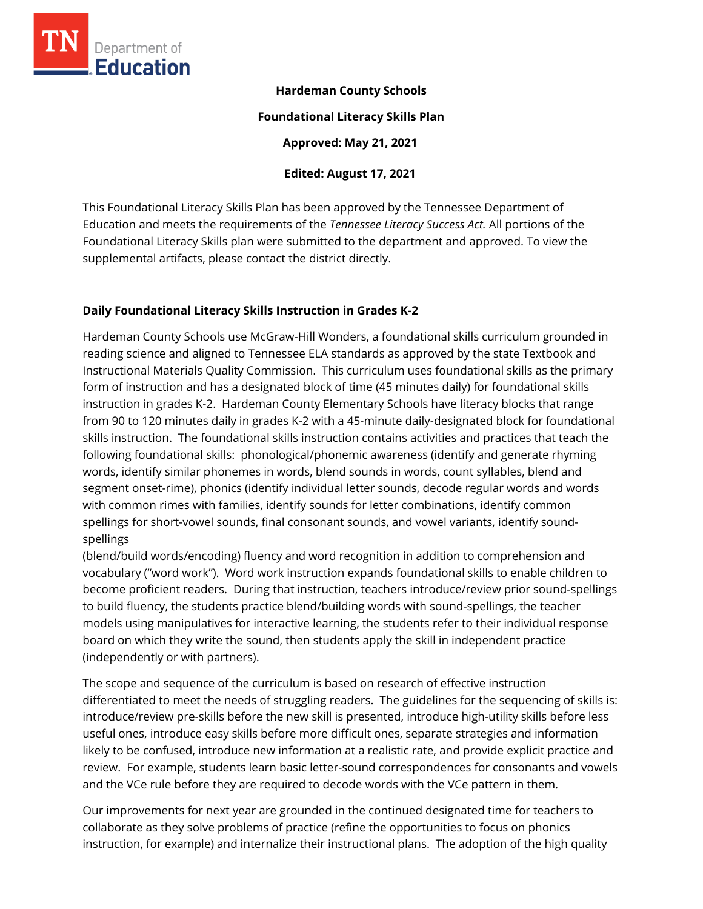**Hardeman County Schools**

**Foundational Literacy Skills Plan**

**Approved: May 21, 2021**

**Edited: August 17, 2021**

This Foundational Literacy Skills Plan has been approved by the Tennessee Department of Education and meets the requirements of the *Tennessee Literacy Success Act.* All portions of the Foundational Literacy Skills plan were submitted to the department and approved. To view the supplemental artifacts, please contact the district directly.

### Daily Foundational Literacy Skills Instruction in Grades K-2

Hardeman County Schools use McGraw-Hill Wonders, a foundational skills curriculum grounded in reading science and aligned to Tennessee ELA standards as approved by the state Textbook and Instructional Materials Quality Commission. This curriculum uses foundational skills as the primary form of instruction and has a designated block of time (45 minutes daily) for foundational skills instruction in grades K-2. Hardeman County Elementary Schools have literacy blocks that range from 90 to 120 minutes daily in grades K-2 with a 45-minute daily-designated block for foundational skills instruction. The foundational skills instruction contains activities and practices that teach the following foundational skills: phonological/phonemic awareness (identify and generate rhyming words, identify similar phonemes in words, blend sounds in words, count syllables, blend and segment onset-rime), phonics (identify individual letter sounds, decode regular words and words with common rimes with families, identify sounds for letter combinations, identify common spellings for short-vowel sounds, final consonant sounds, and vowel variants, identify sound-spellings (blend/build words/encoding) fluency and word recognition in addition to comprehension and vocabulary ("word work"). Word work instruction expands foundational skills to enable children to become proficient readers. During that instruction, teachers introduce/review prior sound-spellings to build fluency, the students practice blend/building words with sound-spellings, the teacher models using manipulatives for interactive learning, the students refer to their individual response board on which they write the sound, then students apply the skill in independent practice (independently or with partners).

The scope and sequence of the curriculum is based on research of effective instruction differentiated to meet the needs of struggling readers. The guidelines for the sequencing of skills is: introduce/review pre-skills before the new skill is presented, introduce high-utility skills before less useful ones, introduce easy skills before more difficult ones, separate strategies and information likely to be confused, introduce new information at a realistic rate, and provide explicit practice and review. For example, students learn basic letter-sound correspondences for consonants and vowels and the VCe rule before they are required to decode words with the VCe pattern in them.

Our improvements for next year are grounded in the continued designated time for teachers to collaborate as they solve problems of practice (refine the opportunities to focus on phonics instruction, for example) and internalize their instructional plans. The adoption of the high quality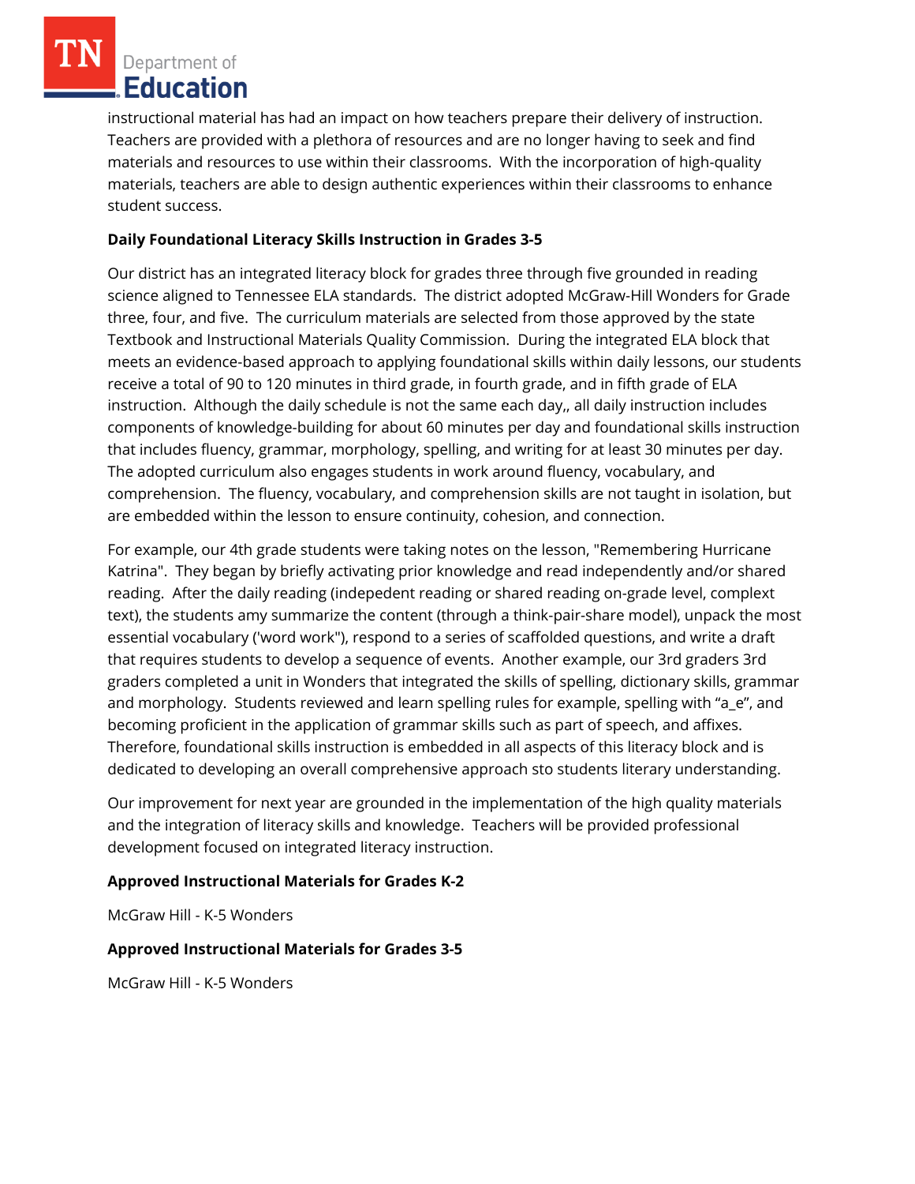instructional material has had an impact on how teachers prepare their delivery of instruction. Teachers are provided with a plethora of resources and are no longer having to seek and find materials and resources to use within their classrooms. With the incorporation of high-quality materials, teachers are able to design authentic experiences within their classrooms to enhance student success.

**Daily Foundational Literacy Skills Instruction in Grades 3-5**

Our district has an integrated literacy block for grades three through five grounded in reading science aligned to Tennessee ELA standards. The district adopted McGraw-Hill Wonders for Grade three, four, and five. The curriculum materials are selected from those approved by the state Textbook and Instructional Materials Quality Commission. During the integrated ELA block that meets an evidence-based approach to applying foundational skills within daily lessons, our students receive a total of 90 to 120 minutes in third grade, in fourth grade, and in fifth grade of ELA instruction. Although the daily schedule is not the same each day,, all daily instruction includes components of knowledge-building for about 60 minutes per day and foundational skills instruction that includes fluency, grammar, morphology, spelling, and writing for at least 30 minutes per day. The adopted curriculum also engages students in work around fluency, vocabulary, and comprehension. The fluency, vocabulary, and comprehension skills are not taught in isolation, but are embedded within the lesson to ensure continuity, cohesion, and connection.

For example, our 4th grade students were taking notes on the lesson, "Remembering Hurricane Katrina". They began by briefly activating prior knowledge and read independently and/or shared reading. After the daily reading (indepedent reading or shared reading on-grade level, complext text), the students amy summarize the content (through a think-pair-share model), unpack the most essential vocabulary ('word work"), respond to a series of scaffolded questions, and write a draft that requires students to develop a sequence of events. Another example, our 3rd graders 3rd graders completed a unit in Wonders that integrated the skills of spelling, dictionary skills, grammar and morphology. Students reviewed and learn spelling rules for example, spelling with "a_e", and becoming proficient in the application of grammar skills such as part of speech, and affixes. Therefore, foundational skills instruction is embedded in all aspects of this literacy block and is dedicated to developing an overall comprehensive approach sto students literary understanding.

Our improvement for next year are grounded in the implementation of the high quality materials and the integration of literacy skills and knowledge. Teachers will be provided professional development focused on integrated literacy instruction.

**Approved Instructional Materials for Grades K-2**

McGraw Hill - K-5 Wonders

**Approved Instructional Materials for Grades 3-5**

McGraw Hill - K-5 Wonders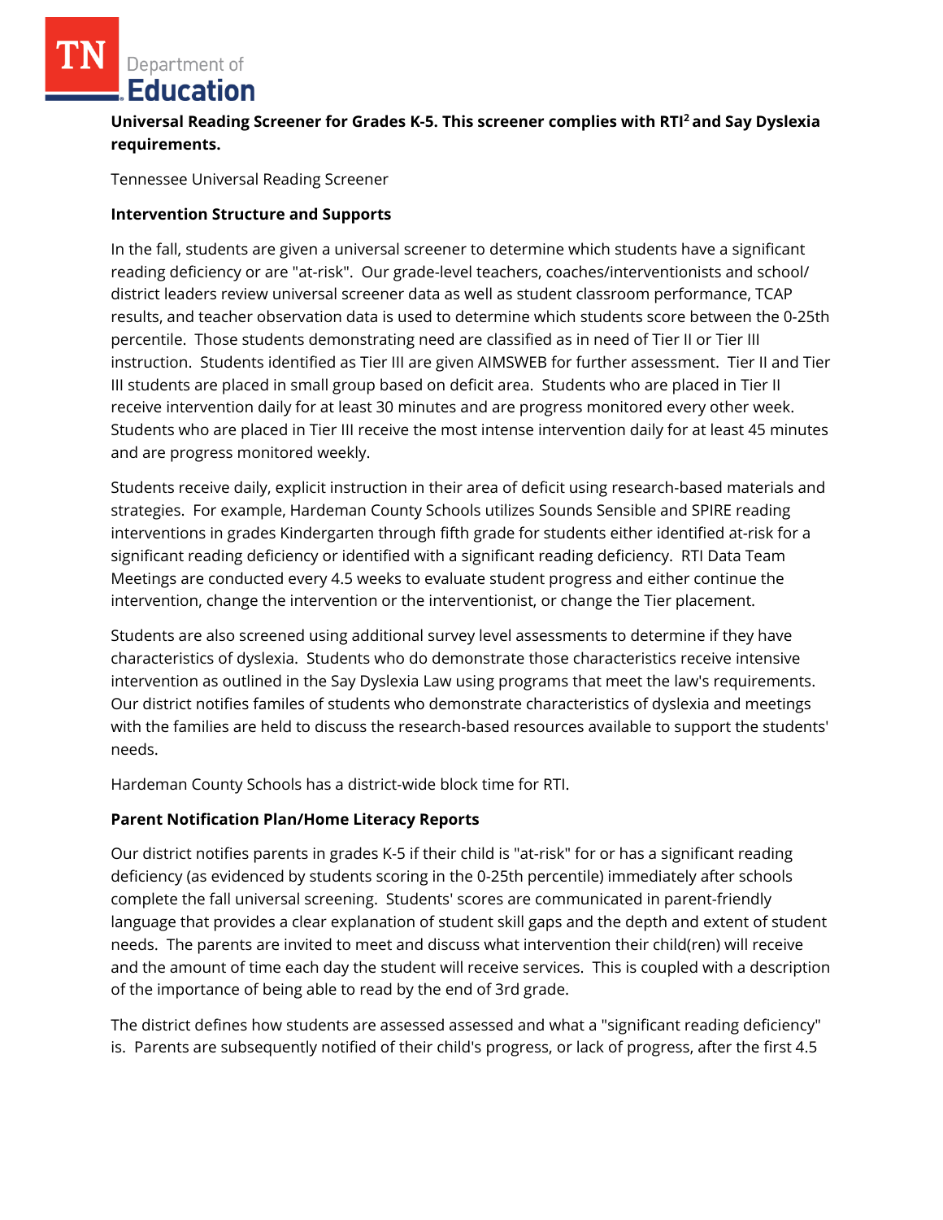**Universal Reading Screener for Grades K-5. This screener complies with RTI[2] and Say Dyslexia requirements.**

Tennessee Universal Reading Screener

**Intervention Structure and Supports**

In the fall, students are given a universal screener to determine which students have a significant reading deficiency or are "at-risk". Our grade-level teachers, coaches/interventionists and school/ district leaders review universal screener data as well as student classroom performance, TCAP results, and teacher observation data is used to determine which students score between the 0-25th percentile. Those students demonstrating need are classified as in need of Tier II or Tier III instruction. Students identified as Tier III are given AIMSWEB for further assessment. Tier II and Tier III students are placed in small group based on deficit area. Students who are placed in Tier II receive intervention daily for at least 30 minutes and are progress monitored every other week. Students who are placed in Tier III receive the most intense intervention daily for at least 45 minutes and are progress monitored weekly.

Students receive daily, explicit instruction in their area of deficit using research-based materials and strategies. For example, Hardeman County Schools utilizes Sounds Sensible and SPIRE reading interventions in grades Kindergarten through fifth grade for students either identified at-risk for a significant reading deficiency or identified with a significant reading deficiency. RTI Data Team Meetings are conducted every 4.5 weeks to evaluate student progress and either continue the intervention, change the intervention or the interventionist, or change the Tier placement.

Students are also screened using additional survey level assessments to determine if they have characteristics of dyslexia. Students who do demonstrate those characteristics receive intensive intervention as outlined in the Say Dyslexia Law using programs that meet the law's requirements. Our district notifies familes of students who demonstrate characteristics of dyslexia and meetings with the families are held to discuss the research-based resources available to support the students' needs.

Hardeman County Schools has a district-wide block time for RTI.

**Parent Notification Plan/Home Literacy Reports**

Our district notifies parents in grades K-5 if their child is "at-risk" for or has a significant reading deficiency (as evidenced by students scoring in the 0-25th percentile) immediately after schools complete the fall universal screening. Students' scores are communicated in parent-friendly language that provides a clear explanation of student skill gaps and the depth and extent of student needs. The parents are invited to meet and discuss what intervention their child(ren) will receive and the amount of time each day the student will receive services. This is coupled with a description of the importance of being able to read by the end of 3rd grade.

The district defines how students are assessed assessed and what a "significant reading deficiency" is. Parents are subsequently notified of their child's progress, or lack of progress, after the first 4.5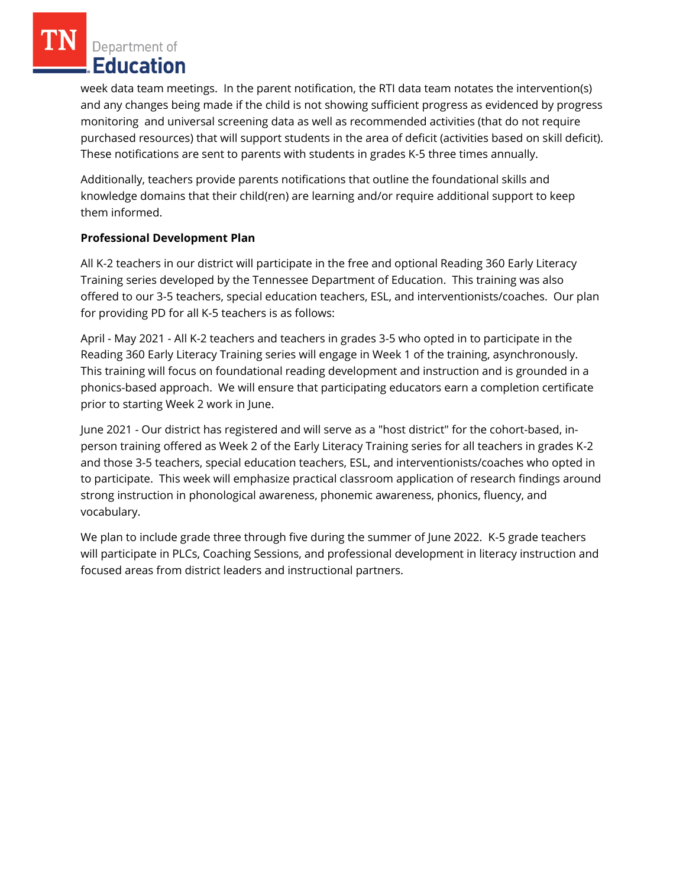week data team meetings. In the parent notification, the RTI data team notates the intervention(s) and any changes being made if the child is not showing sufficient progress as evidenced by progress monitoring and universal screening data as well as recommended activities (that do not require purchased resources) that will support students in the area of deficit (activities based on skill deficit). These notifications are sent to parents with students in grades K-5 three times annually.

Additionally, teachers provide parents notifications that outline the foundational skills and knowledge domains that their child(ren) are learning and/or require additional support to keep them informed.

**Professional Development Plan**

All K-2 teachers in our district will participate in the free and optional Reading 360 Early Literacy Training series developed by the Tennessee Department of Education. This training was also offered to our 3-5 teachers, special education teachers, ESL, and interventionists/coaches. Our plan for providing PD for all K-5 teachers is as follows:

April - May 2021 - All K-2 teachers and teachers in grades 3-5 who opted in to participate in the Reading 360 Early Literacy Training series will engage in Week 1 of the training, asynchronously. This training will focus on foundational reading development and instruction and is grounded in a phonics-based approach. We will ensure that participating educators earn a completion certificate prior to starting Week 2 work in June.

June 2021 - Our district has registered and will serve as a "host district" for the cohort-based, in-person training offered as Week 2 of the Early Literacy Training series for all teachers in grades K-2 and those 3-5 teachers, special education teachers, ESL, and interventionists/coaches who opted in to participate. This week will emphasize practical classroom application of research findings around strong instruction in phonological awareness, phonemic awareness, phonics, fluency, and vocabulary.

We plan to include grade three through five during the summer of June 2022. K-5 grade teachers will participate in PLCs, Coaching Sessions, and professional development in literacy instruction and focused areas from district leaders and instructional partners.